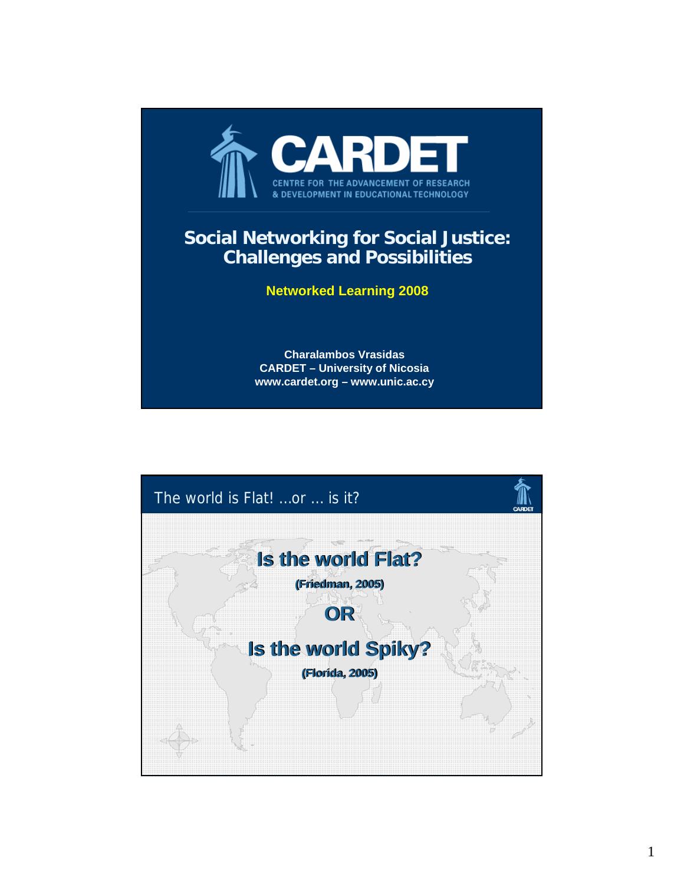# CARDET

CENTRE FOR THE ADVANCEMENT OF RESEARCH & DEVELOPMENT IN EDUCATIONAL TECHNOLOGY

## Social Networking for Social Justice: Challenges and Possibilities

**Networked Learning 2008**

**Charalambos Vrasidas**
**CARDET – University of Nicosia**
**www.cardet.org – www.unic.ac.cy**

---

## The world is Flat! ...or ... is it?

**Is the world Flat?**

**(Friedman, 2005)**

**OR**

**Is the world Spiky?**

**(Florida, 2005)**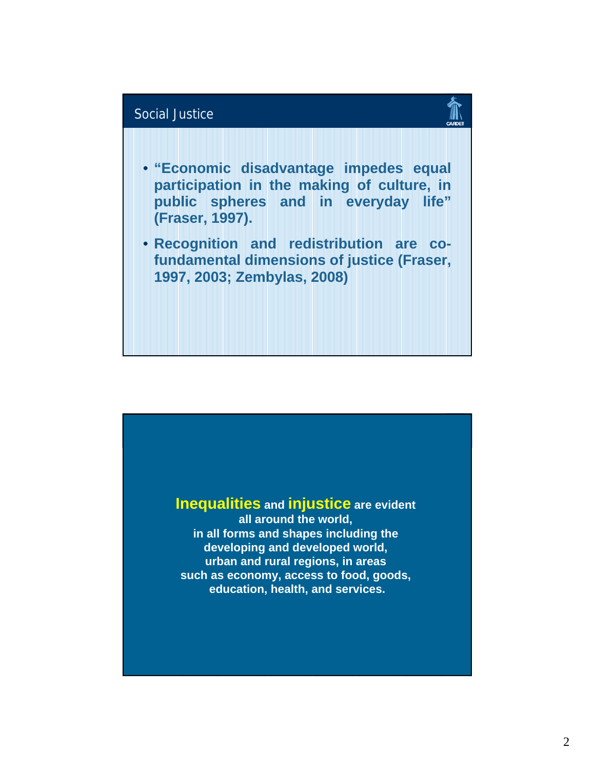## Social Justice

- **"Economic disadvantage impedes equal participation in the making of culture, in public spheres and in everyday life" (Fraser, 1997).**
- **Recognition and redistribution are co-fundamental dimensions of justice (Fraser, 1997, 2003; Zembylas, 2008)**

**Inequalities and injustice are evident all around the world, in all forms and shapes including the developing and developed world, urban and rural regions, in areas such as economy, access to food, goods, education, health, and services.**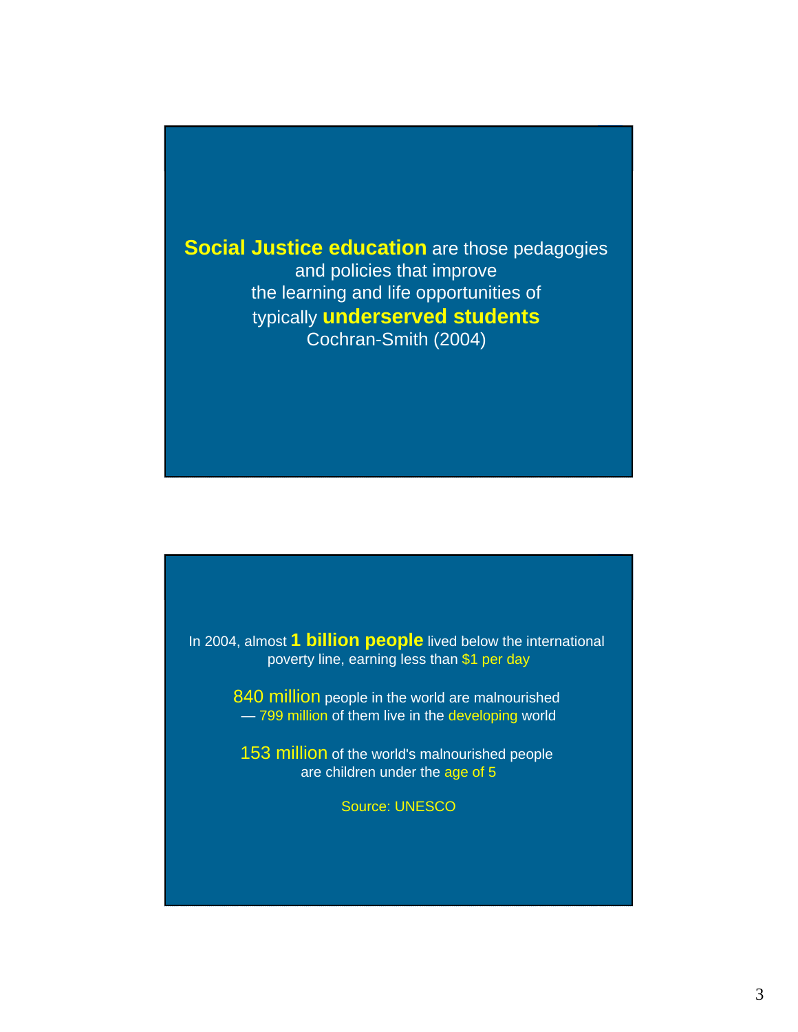**Social Justice education** are those pedagogies and policies that improve the learning and life opportunities of typically **underserved students**
Cochran-Smith (2004)

In 2004, almost **1 billion people** lived below the international poverty line, earning less than $1 per day

840 million people in the world are malnourished — 799 million of them live in the developing world

153 million of the world's malnourished people are children under the age of 5

Source: UNESCO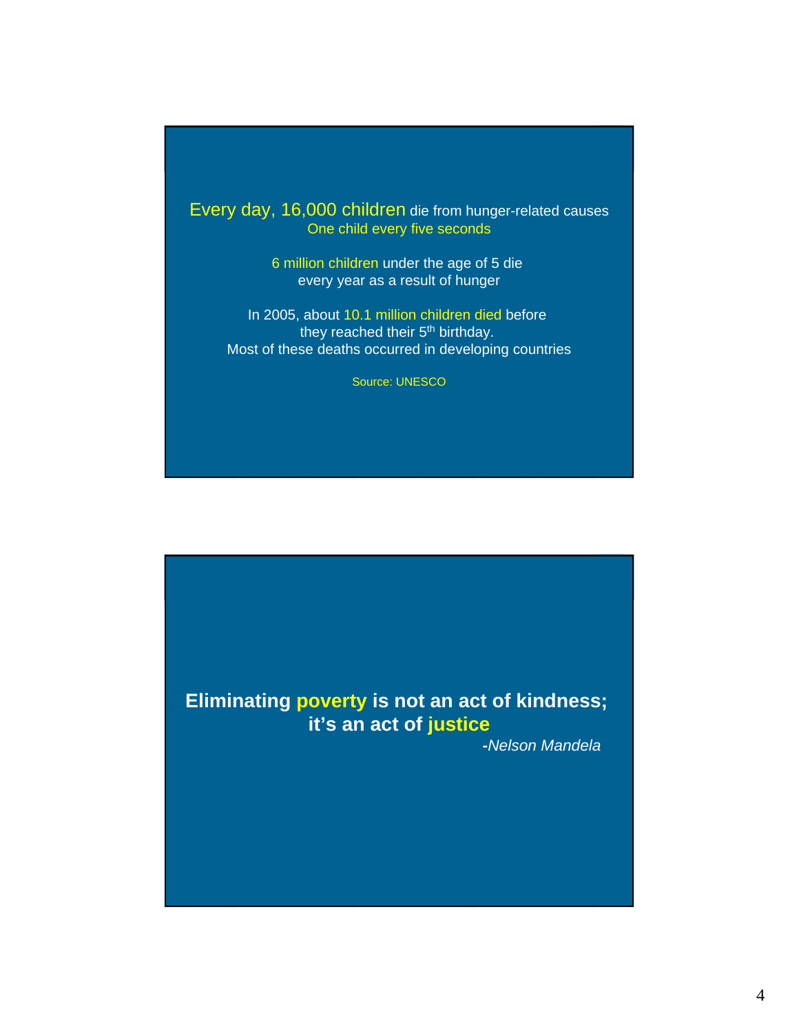Every day, 16,000 children die from hunger-related causes
One child every five seconds

6 million children under the age of 5 die
every year as a result of hunger

In 2005, about 10.1 million children died before
they reached their 5th birthday.
Most of these deaths occurred in developing countries

Source: UNESCO

**Eliminating poverty is not an act of kindness;**
**it's an act of justice**

**-***Nelson Mandela*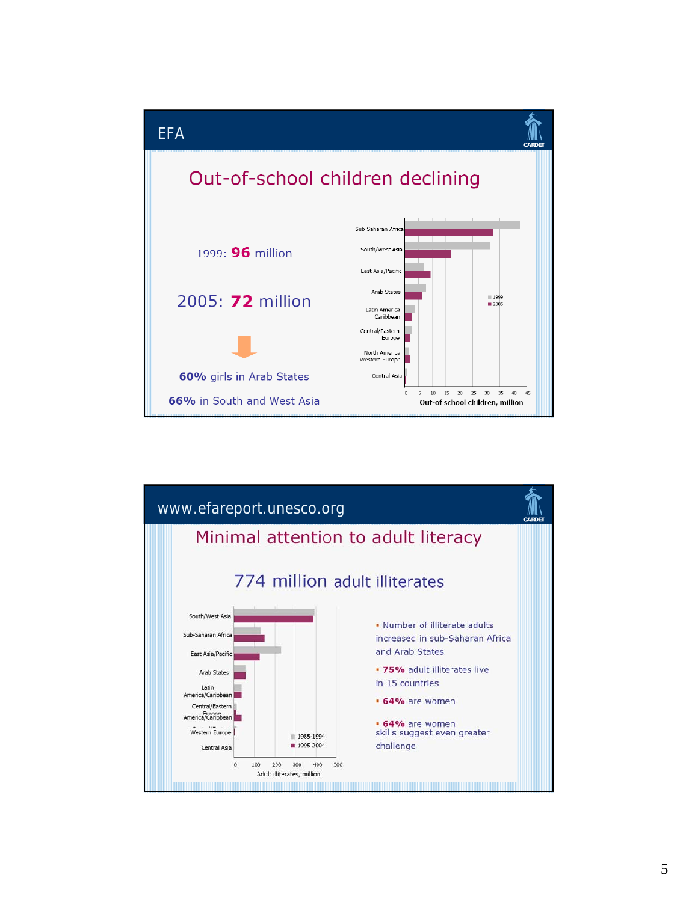## EFA

### Out-of-school children declining

1999: **96** million

2005: **72** million

**60%** girls in Arab States

**66%** in South and West Asia

Chart: Out-of school children, million (1999, 2005) — Sub-Saharan Africa, South/West Asia, East Asia/Pacific, Arab States, Latin America Caribbean, Central/Eastern Europe, North America Western Europe, Central Asia

---

## www.efareport.unesco.org

### Minimal attention to adult literacy

774 million adult illiterates

Chart: Adult illiterates, million (1985-1994, 1995-2004) — South/West Asia, Sub-Saharan Africa, East Asia/Pacific, Arab States, Latin America/Caribbean, Central/Eastern Europe, Western Europe, Central Asia

- Number of illiterate adults increased in sub-Saharan Africa and Arab States
- **75%** adult illiterates live in 15 countries
- **64%** are women
- **64%** are women skills suggest even greater challenge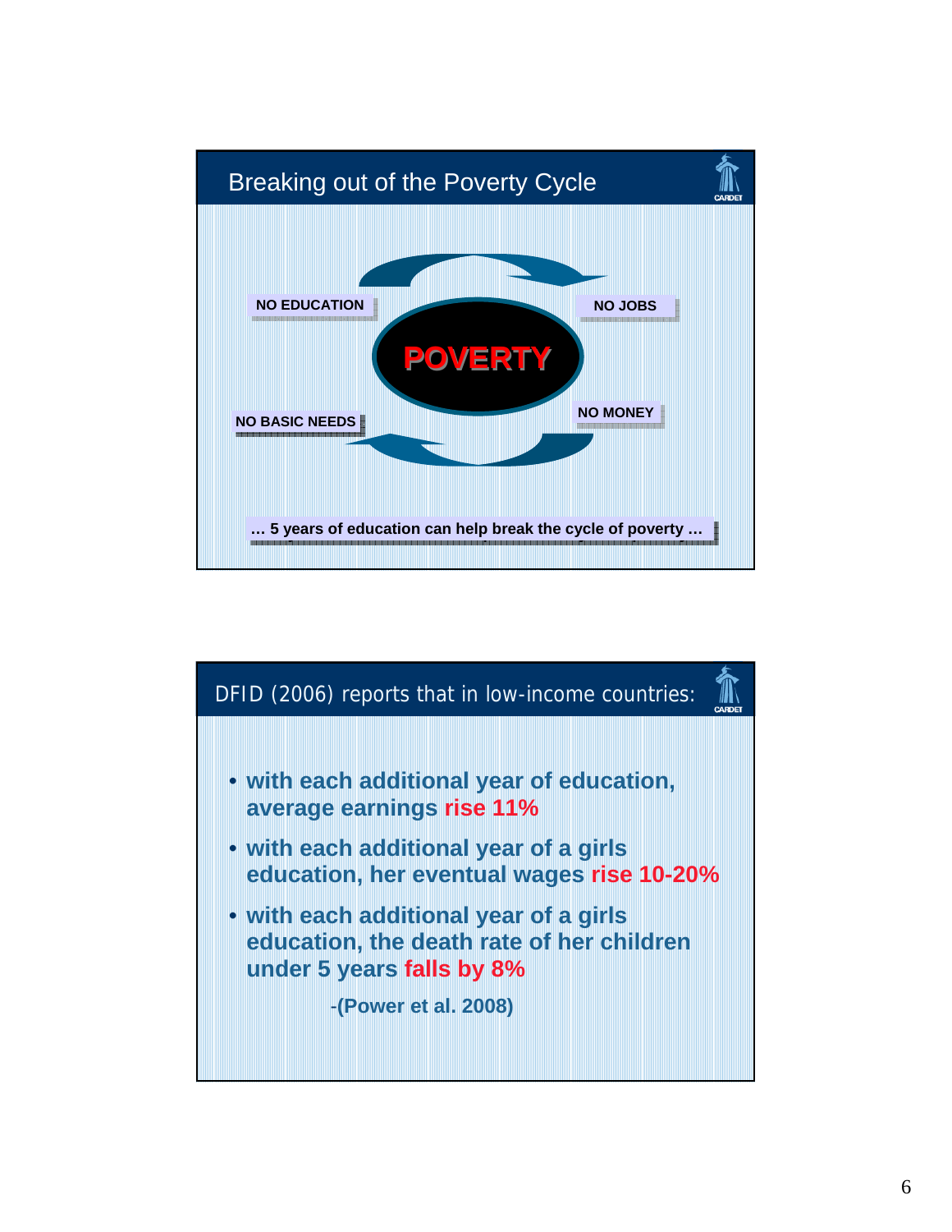## Breaking out of the Poverty Cycle

NO EDUCATION

NO JOBS

POVERTY

NO MONEY

NO BASIC NEEDS

… 5 years of education can help break the cycle of poverty …

## DFID (2006) reports that in low-income countries:

- with each additional year of education, average earnings **rise 11%**
- with each additional year of a girls education, her eventual wages **rise 10-20%**
- with each additional year of a girls education, the death rate of her children under 5 years **falls by 8%**

-(Power et al. 2008)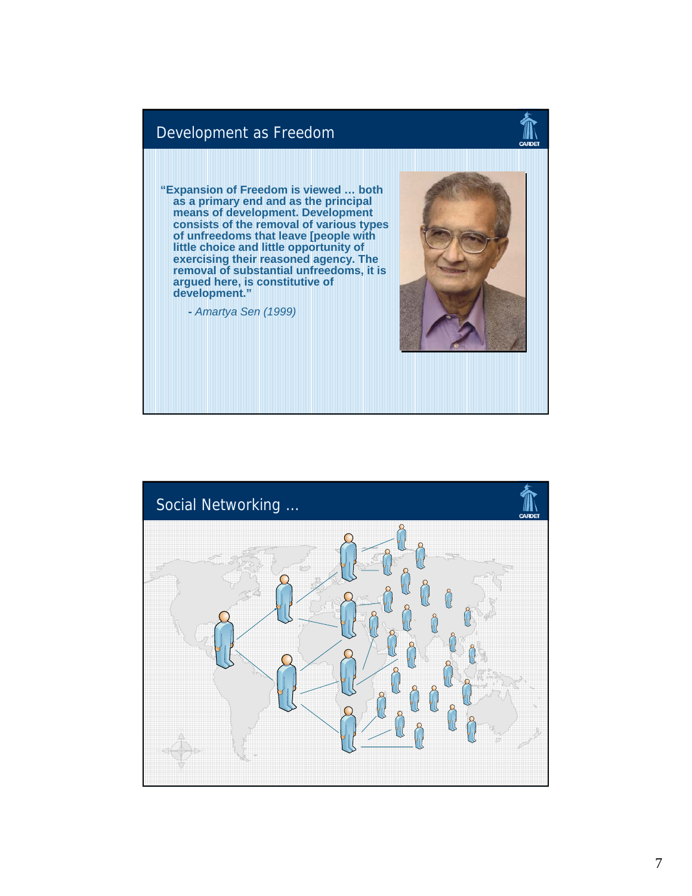## Development as Freedom

"Expansion of Freedom is viewed … both as a primary end and as the principal means of development. Development consists of the removal of various types of unfreedoms that leave [people with little choice and little opportunity of exercising their reasoned agency. The removal of substantial unfreedoms, it is argued here, is constitutive of development."

- *Amartya Sen (1999)*

## Social Networking …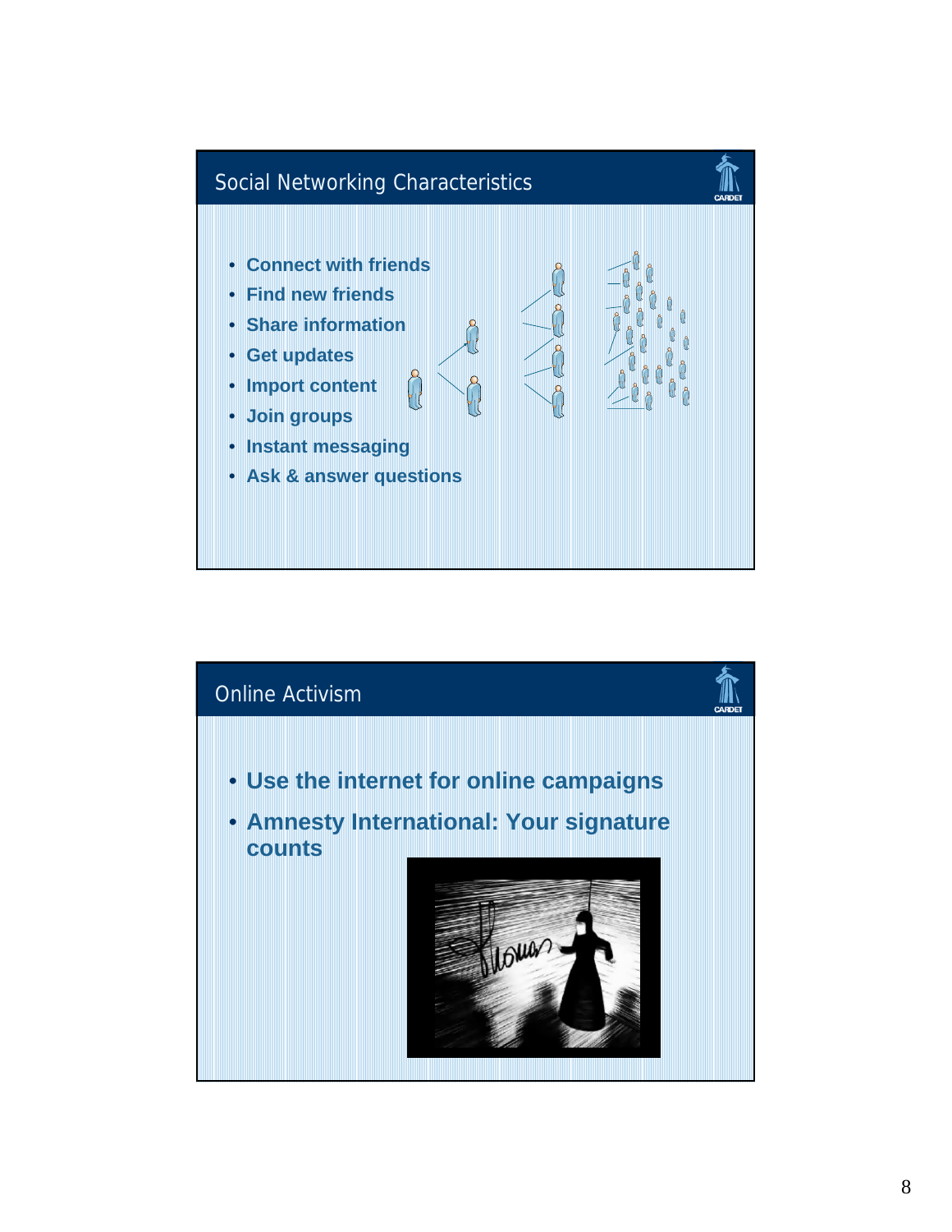## Social Networking Characteristics

- Connect with friends
- Find new friends
- Share information
- Get updates
- Import content
- Join groups
- Instant messaging
- Ask & answer questions

## Online Activism

- Use the internet for online campaigns
- Amnesty International: Your signature counts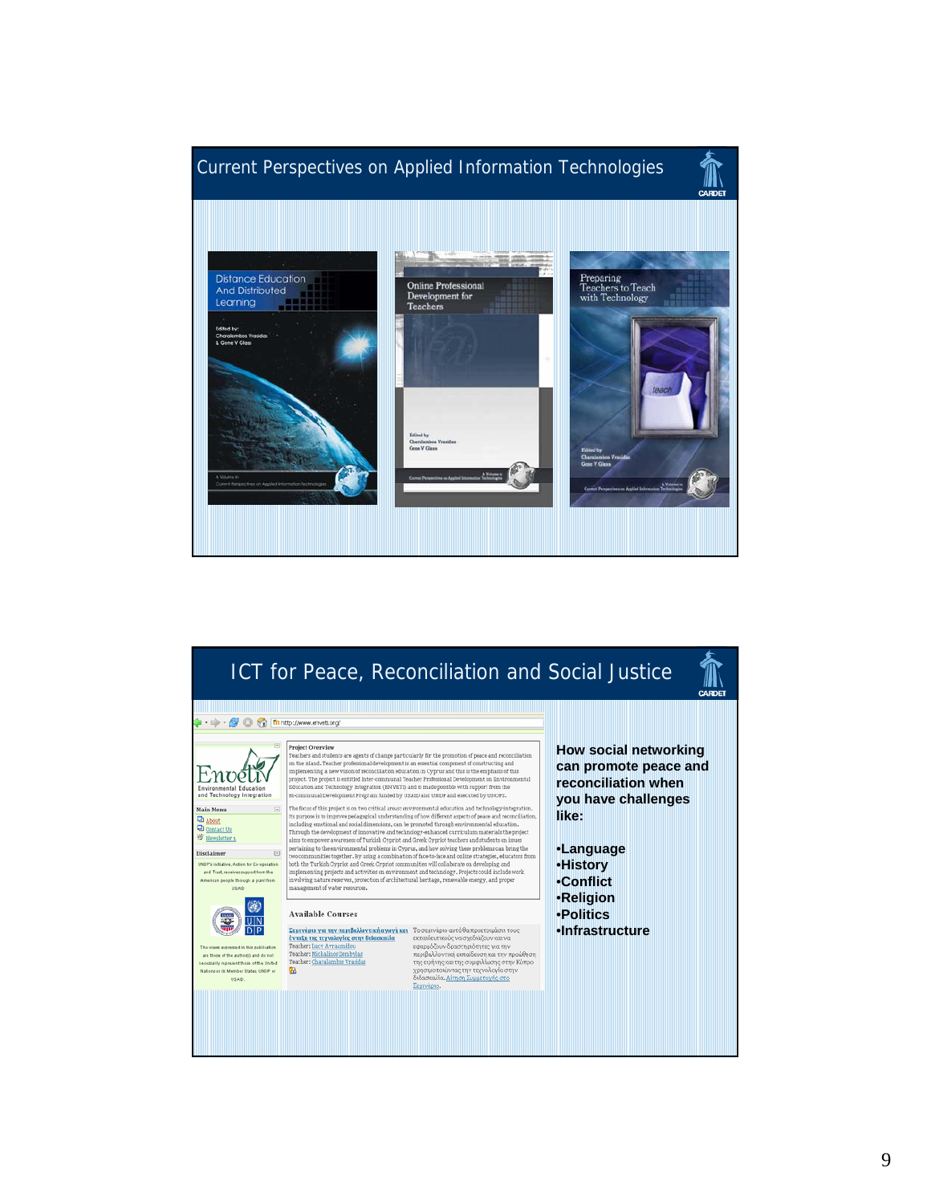## Current Perspectives on Applied Information Technologies

Distance Education And Distributed Learning

Edited by: Charalambos Vrasidas & Gene V Glass

Online Professional Development for Teachers

Edited by Charalambos Vrasidas, Gene V Glass

Preparing Teachers to Teach with Technology

Edited by Charalambos Vrasidas, Gene V Glass

## ICT for Peace, Reconciliation and Social Justice

**How social networking can promote peace and reconciliation when you have challenges like:**

- **Language**
- **History**
- **Conflict**
- **Religion**
- **Politics**
- **Infrastructure**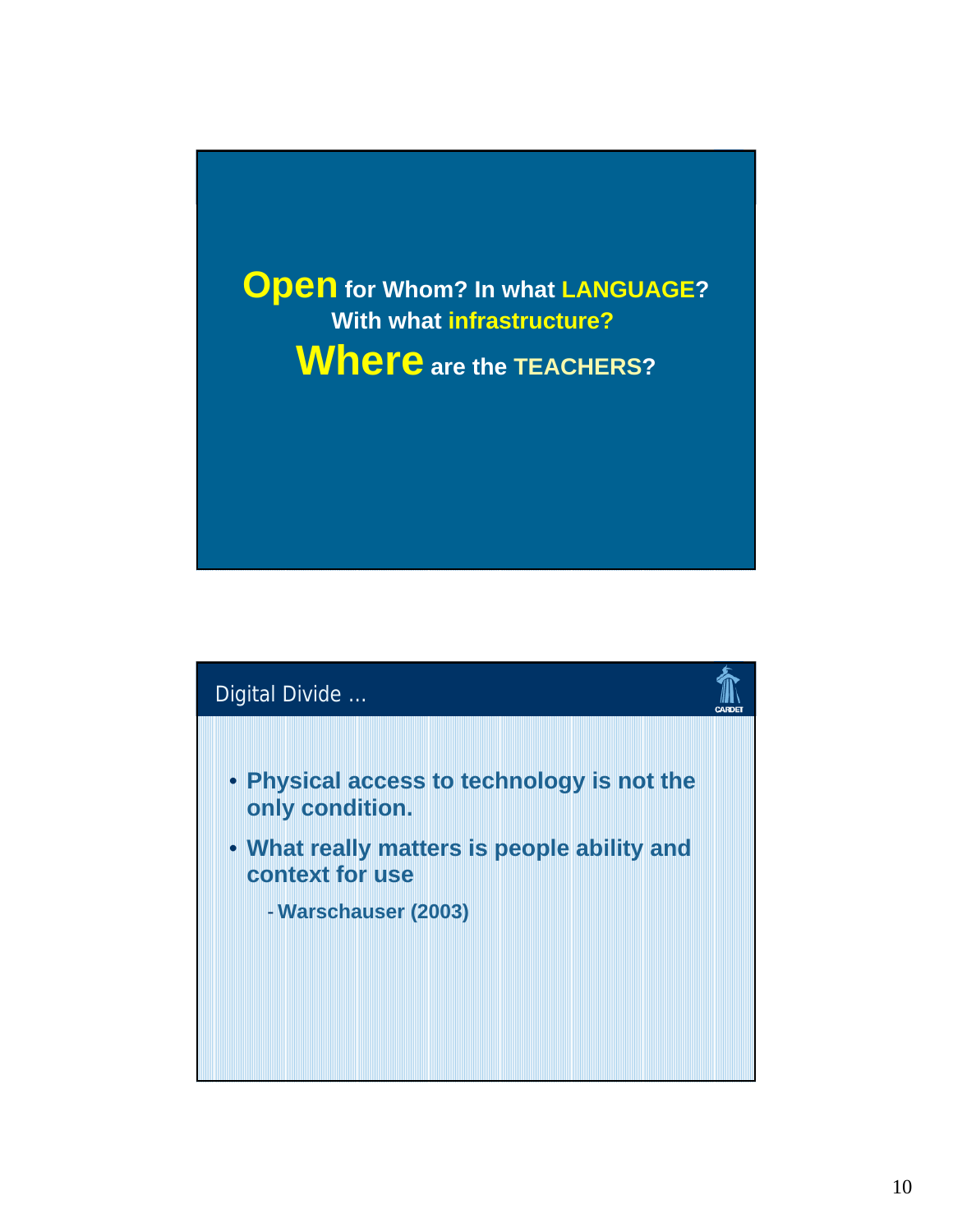**Open** for Whom? In what **LANGUAGE**?
With what **infrastructure?**
**Where** are the **TEACHERS?**

## Digital Divide …

- **Physical access to technology is not the only condition.**
- **What really matters is people ability and context for use**
  - **Warschauser (2003)**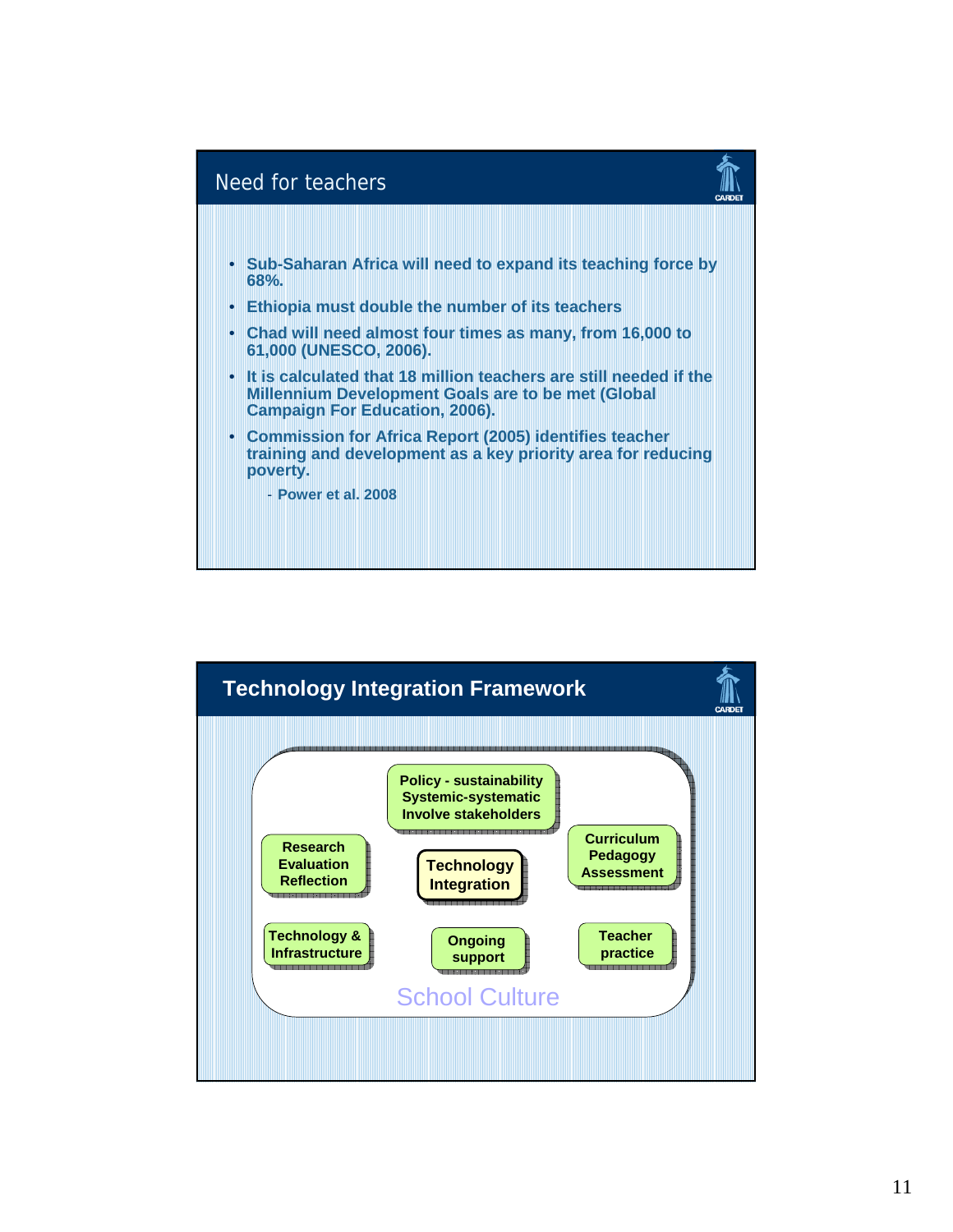## Need for teachers

- Sub-Saharan Africa will need to expand its teaching force by 68%.
- Ethiopia must double the number of its teachers
- Chad will need almost four times as many, from 16,000 to 61,000 (UNESCO, 2006).
- It is calculated that 18 million teachers are still needed if the Millennium Development Goals are to be met (Global Campaign For Education, 2006).
- Commission for Africa Report (2005) identifies teacher training and development as a key priority area for reducing poverty.

    - Power et al. 2008

## Technology Integration Framework

Policy - sustainability
Systemic-systematic
Involve stakeholders

Research
Evaluation
Reflection

Technology
Integration

Curriculum
Pedagogy
Assessment

Technology &
Infrastructure

Ongoing
support

Teacher
practice

School Culture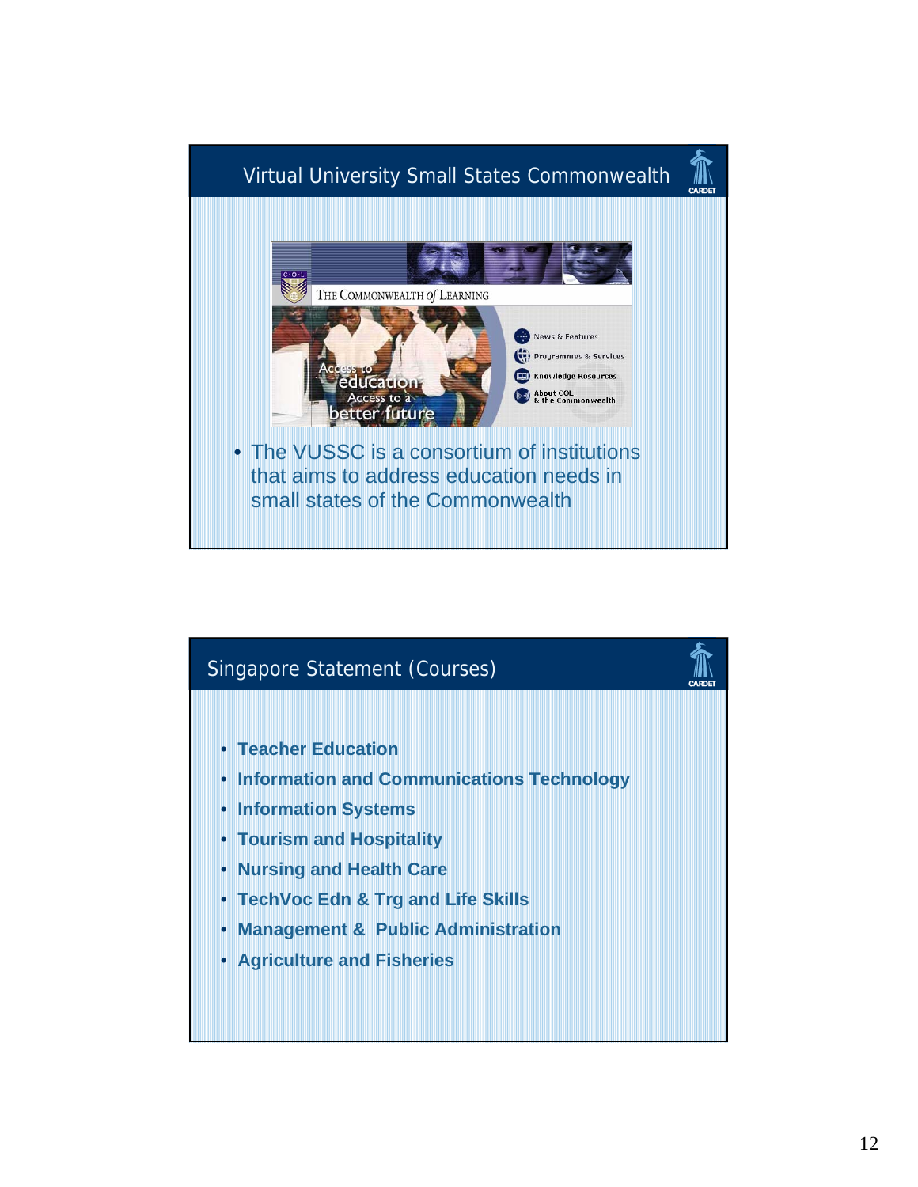## Virtual University Small States Commonwealth

- The VUSSC is a consortium of institutions that aims to address education needs in small states of the Commonwealth

## Singapore Statement (Courses)

- **Teacher Education**
- **Information and Communications Technology**
- **Information Systems**
- **Tourism and Hospitality**
- **Nursing and Health Care**
- **TechVoc Edn & Trg and Life Skills**
- **Management & Public Administration**
- **Agriculture and Fisheries**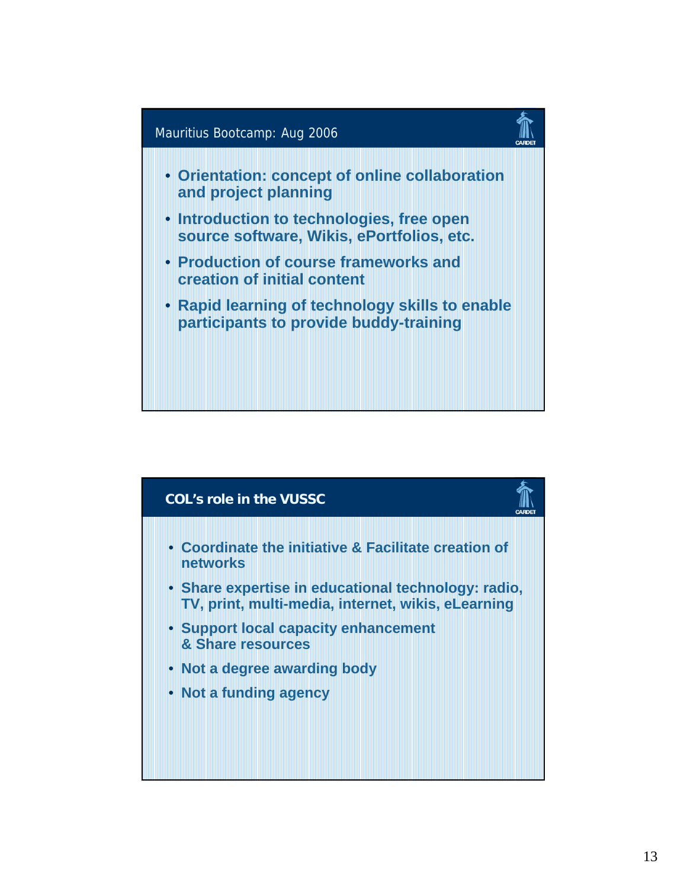## Mauritius Bootcamp: Aug 2006

- Orientation: concept of online collaboration and project planning
- Introduction to technologies, free open source software, Wikis, ePortfolios, etc.
- Production of course frameworks and creation of initial content
- Rapid learning of technology skills to enable participants to provide buddy-training

## COL's role in the VUSSC

- Coordinate the initiative & Facilitate creation of networks
- Share expertise in educational technology: radio, TV, print, multi-media, internet, wikis, eLearning
- Support local capacity enhancement & Share resources
- Not a degree awarding body
- Not a funding agency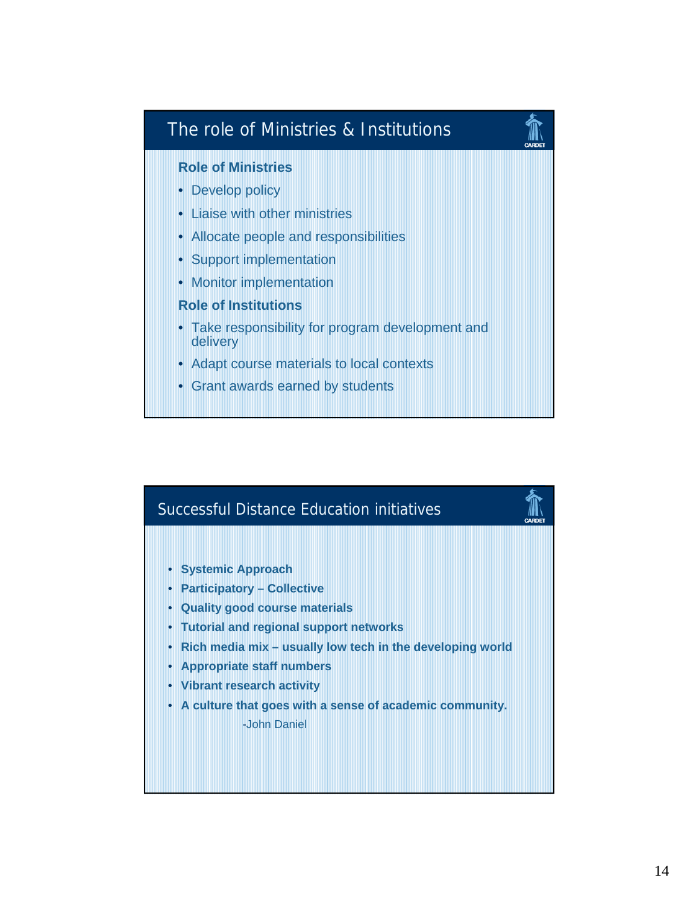## The role of Ministries & Institutions

**Role of Ministries**

- Develop policy
- Liaise with other ministries
- Allocate people and responsibilities
- Support implementation
- Monitor implementation

**Role of Institutions**

- Take responsibility for program development and delivery
- Adapt course materials to local contexts
- Grant awards earned by students

## Successful Distance Education initiatives

- **Systemic Approach**
- **Participatory – Collective**
- **Quality good course materials**
- **Tutorial and regional support networks**
- **Rich media mix – usually low tech in the developing world**
- **Appropriate staff numbers**
- **Vibrant research activity**
- **A culture that goes with a sense of academic community.**

-John Daniel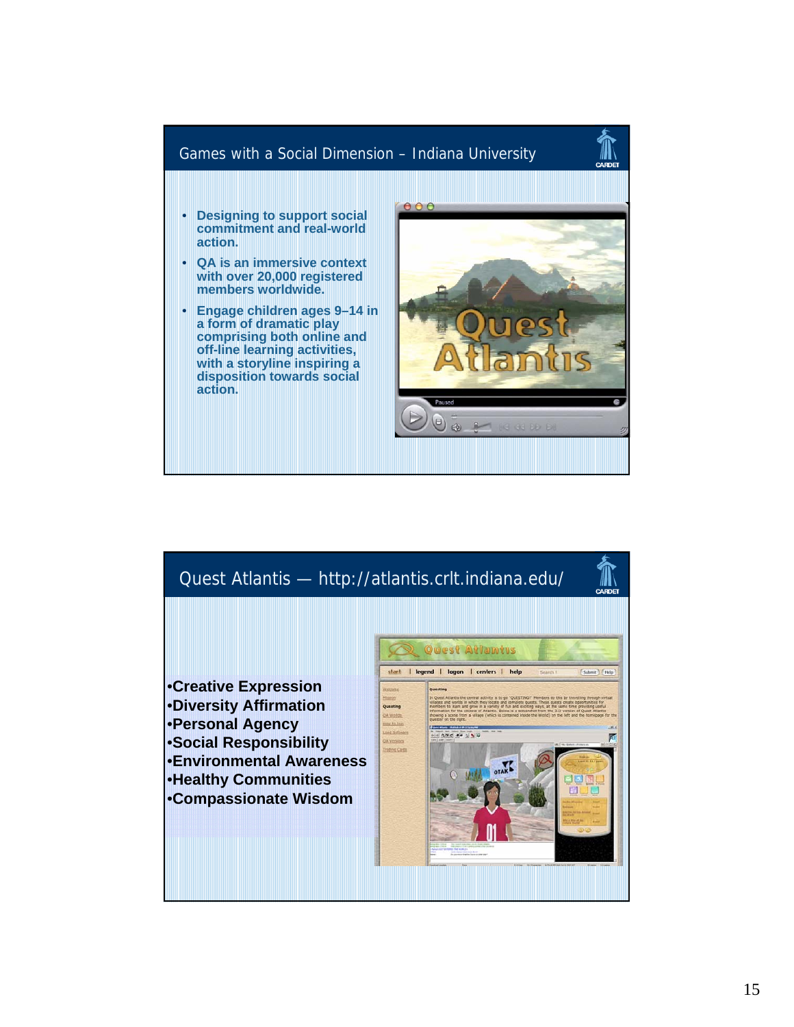## Games with a Social Dimension – Indiana University

- Designing to support social commitment and real-world action.
- QA is an immersive context with over 20,000 registered members worldwide.
- Engage children ages 9–14 in a form of dramatic play comprising both online and off-line learning activities, with a storyline inspiring a disposition towards social action.

## Quest Atlantis — http://atlantis.crlt.indiana.edu/

- **Creative Expression**
- **Diversity Affirmation**
- **Personal Agency**
- **Social Responsibility**
- **Environmental Awareness**
- **Healthy Communities**
- **Compassionate Wisdom**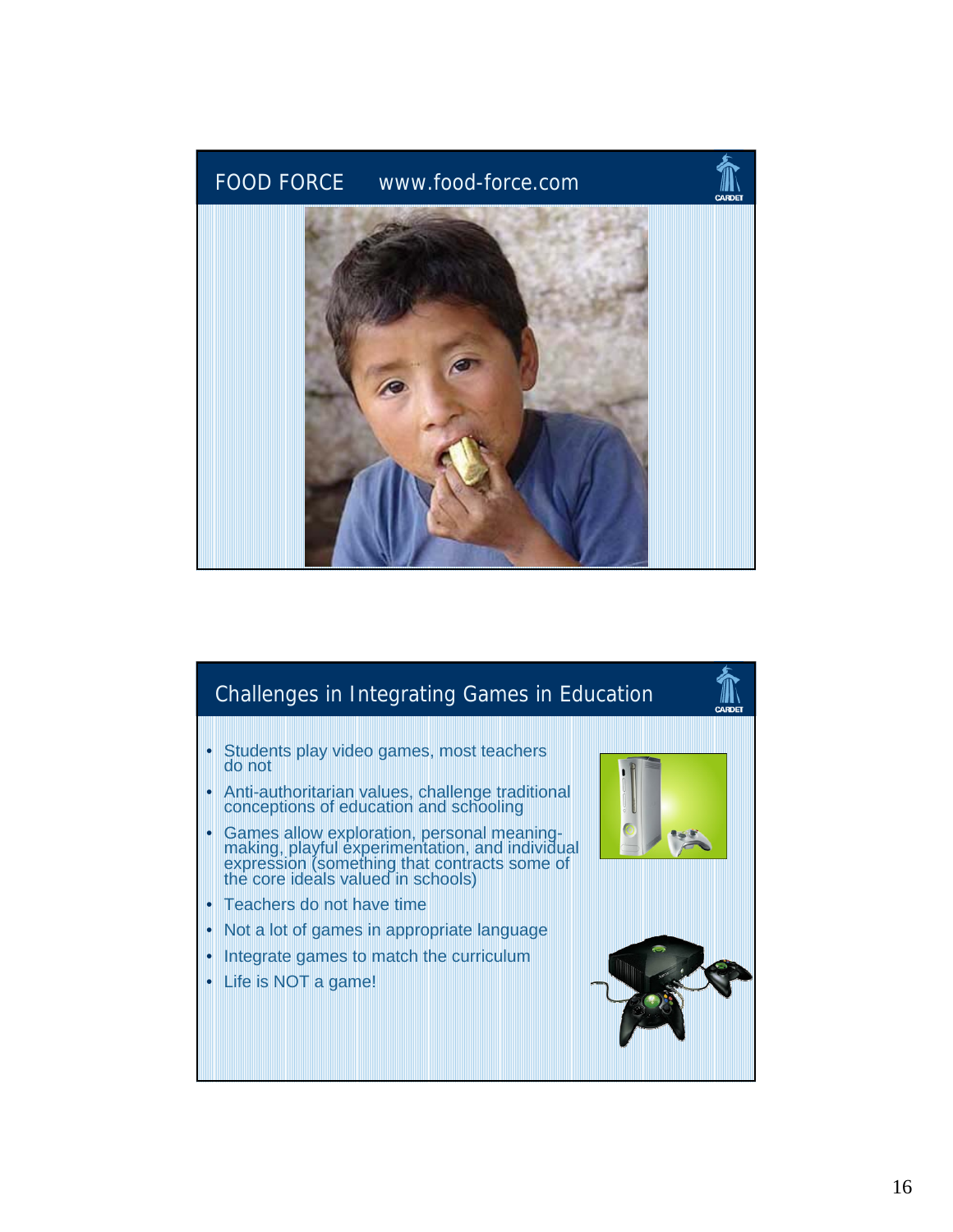## FOOD FORCE www.food-force.com

## Challenges in Integrating Games in Education

- Students play video games, most teachers do not
- Anti-authoritarian values, challenge traditional conceptions of education and schooling
- Games allow exploration, personal meaning-making, playful experimentation, and individual expression (something that contracts some of the core ideals valued in schools)
- Teachers do not have time
- Not a lot of games in appropriate language
- Integrate games to match the curriculum
- Life is NOT a game!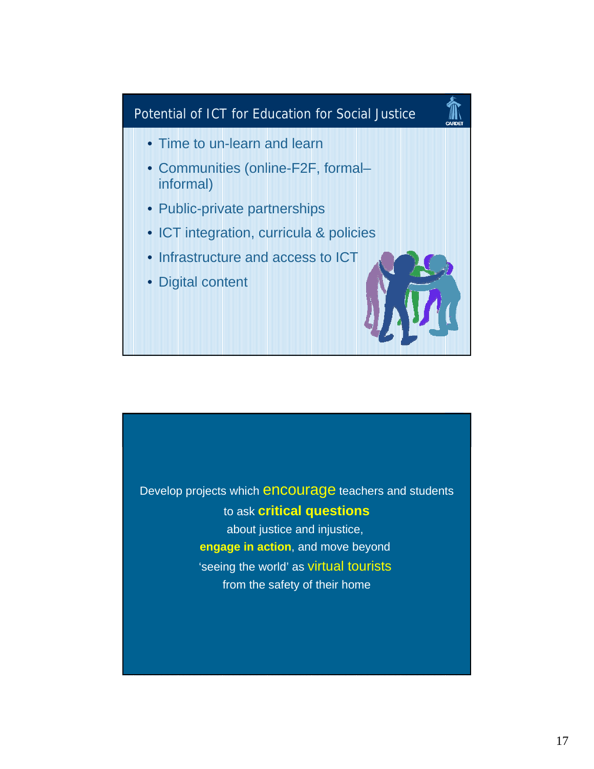## Potential of ICT for Education for Social Justice

- Time to un-learn and learn
- Communities (online-F2F, formal–informal)
- Public-private partnerships
- ICT integration, curricula & policies
- Infrastructure and access to ICT
- Digital content

Develop projects which encourage teachers and students to ask **critical questions** about justice and injustice, **engage in action**, and move beyond 'seeing the world' as virtual tourists from the safety of their home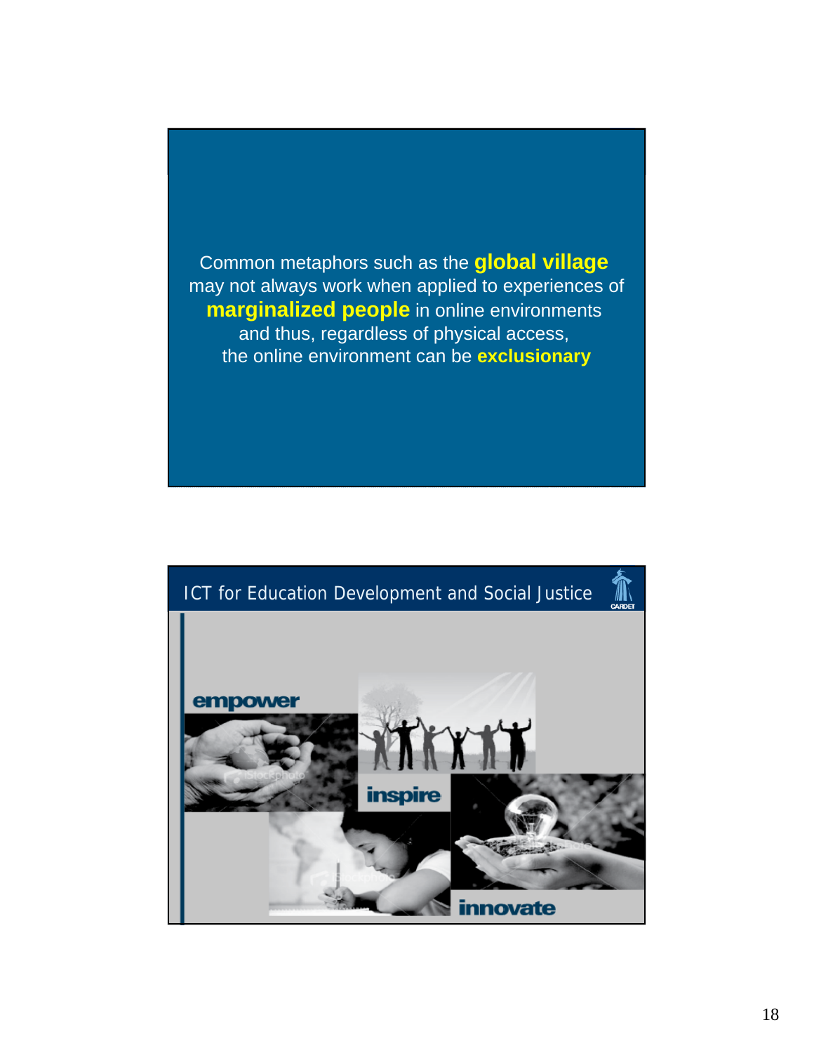Common metaphors such as the **global village** may not always work when applied to experiences of **marginalized people** in online environments and thus, regardless of physical access, the online environment can be **exclusionary**

## ICT for Education Development and Social Justice

empower

inspire

innovate